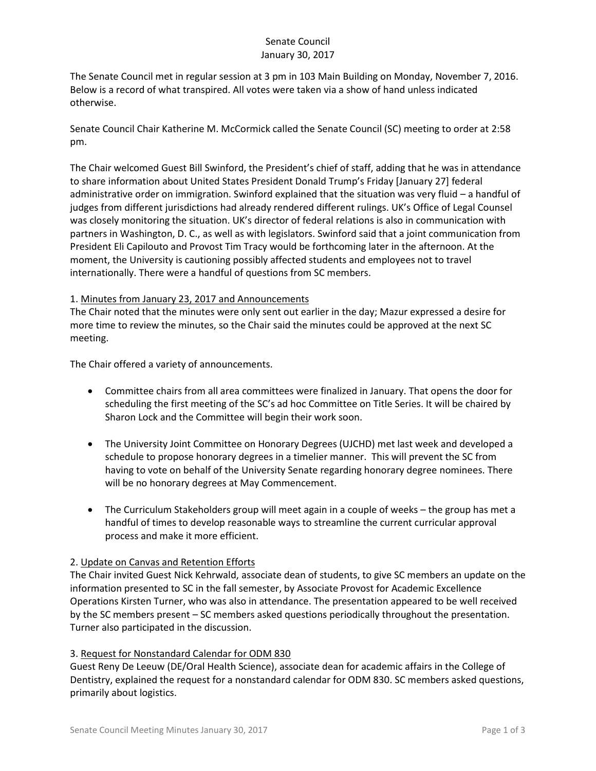# Senate Council
## January 30, 2017

The Senate Council met in regular session at 3 pm in 103 Main Building on Monday, November 7, 2016. Below is a record of what transpired. All votes were taken via a show of hand unless indicated otherwise.

Senate Council Chair Katherine M. McCormick called the Senate Council (SC) meeting to order at 2:58 pm.

The Chair welcomed Guest Bill Swinford, the President's chief of staff, adding that he was in attendance to share information about United States President Donald Trump's Friday [January 27] federal administrative order on immigration. Swinford explained that the situation was very fluid – a handful of judges from different jurisdictions had already rendered different rulings. UK's Office of Legal Counsel was closely monitoring the situation. UK's director of federal relations is also in communication with partners in Washington, D. C., as well as with legislators. Swinford said that a joint communication from President Eli Capilouto and Provost Tim Tracy would be forthcoming later in the afternoon. At the moment, the University is cautioning possibly affected students and employees not to travel internationally. There were a handful of questions from SC members.

### 1. Minutes from January 23, 2017 and Announcements

The Chair noted that the minutes were only sent out earlier in the day; Mazur expressed a desire for more time to review the minutes, so the Chair said the minutes could be approved at the next SC meeting.

The Chair offered a variety of announcements.

- Committee chairs from all area committees were finalized in January. That opens the door for scheduling the first meeting of the SC's ad hoc Committee on Title Series. It will be chaired by Sharon Lock and the Committee will begin their work soon.
- The University Joint Committee on Honorary Degrees (UJCHD) met last week and developed a schedule to propose honorary degrees in a timelier manner. This will prevent the SC from having to vote on behalf of the University Senate regarding honorary degree nominees. There will be no honorary degrees at May Commencement.
- The Curriculum Stakeholders group will meet again in a couple of weeks – the group has met a handful of times to develop reasonable ways to streamline the current curricular approval process and make it more efficient.

### 2. Update on Canvas and Retention Efforts

The Chair invited Guest Nick Kehrwald, associate dean of students, to give SC members an update on the information presented to SC in the fall semester, by Associate Provost for Academic Excellence Operations Kirsten Turner, who was also in attendance. The presentation appeared to be well received by the SC members present – SC members asked questions periodically throughout the presentation. Turner also participated in the discussion.

### 3. Request for Nonstandard Calendar for ODM 830

Guest Reny De Leeuw (DE/Oral Health Science), associate dean for academic affairs in the College of Dentistry, explained the request for a nonstandard calendar for ODM 830. SC members asked questions, primarily about logistics.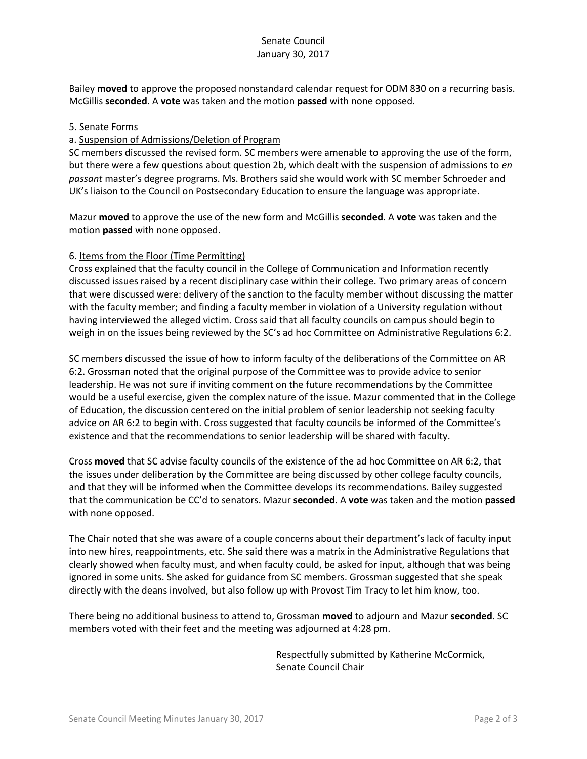Bailey **moved** to approve the proposed nonstandard calendar request for ODM 830 on a recurring basis. McGillis **seconded**. A **vote** was taken and the motion **passed** with none opposed.

5. Senate Forms

a. Suspension of Admissions/Deletion of Program

SC members discussed the revised form. SC members were amenable to approving the use of the form, but there were a few questions about question 2b, which dealt with the suspension of admissions to *en passant* master's degree programs. Ms. Brothers said she would work with SC member Schroeder and UK's liaison to the Council on Postsecondary Education to ensure the language was appropriate.

Mazur **moved** to approve the use of the new form and McGillis **seconded**. A **vote** was taken and the motion **passed** with none opposed.

6. Items from the Floor (Time Permitting)

Cross explained that the faculty council in the College of Communication and Information recently discussed issues raised by a recent disciplinary case within their college. Two primary areas of concern that were discussed were: delivery of the sanction to the faculty member without discussing the matter with the faculty member; and finding a faculty member in violation of a University regulation without having interviewed the alleged victim. Cross said that all faculty councils on campus should begin to weigh in on the issues being reviewed by the SC's ad hoc Committee on Administrative Regulations 6:2.

SC members discussed the issue of how to inform faculty of the deliberations of the Committee on AR 6:2. Grossman noted that the original purpose of the Committee was to provide advice to senior leadership. He was not sure if inviting comment on the future recommendations by the Committee would be a useful exercise, given the complex nature of the issue. Mazur commented that in the College of Education, the discussion centered on the initial problem of senior leadership not seeking faculty advice on AR 6:2 to begin with. Cross suggested that faculty councils be informed of the Committee's existence and that the recommendations to senior leadership will be shared with faculty.

Cross **moved** that SC advise faculty councils of the existence of the ad hoc Committee on AR 6:2, that the issues under deliberation by the Committee are being discussed by other college faculty councils, and that they will be informed when the Committee develops its recommendations. Bailey suggested that the communication be CC'd to senators. Mazur **seconded**. A **vote** was taken and the motion **passed** with none opposed.

The Chair noted that she was aware of a couple concerns about their department's lack of faculty input into new hires, reappointments, etc. She said there was a matrix in the Administrative Regulations that clearly showed when faculty must, and when faculty could, be asked for input, although that was being ignored in some units. She asked for guidance from SC members. Grossman suggested that she speak directly with the deans involved, but also follow up with Provost Tim Tracy to let him know, too.

There being no additional business to attend to, Grossman **moved** to adjourn and Mazur **seconded**. SC members voted with their feet and the meeting was adjourned at 4:28 pm.

Respectfully submitted by Katherine McCormick,
Senate Council Chair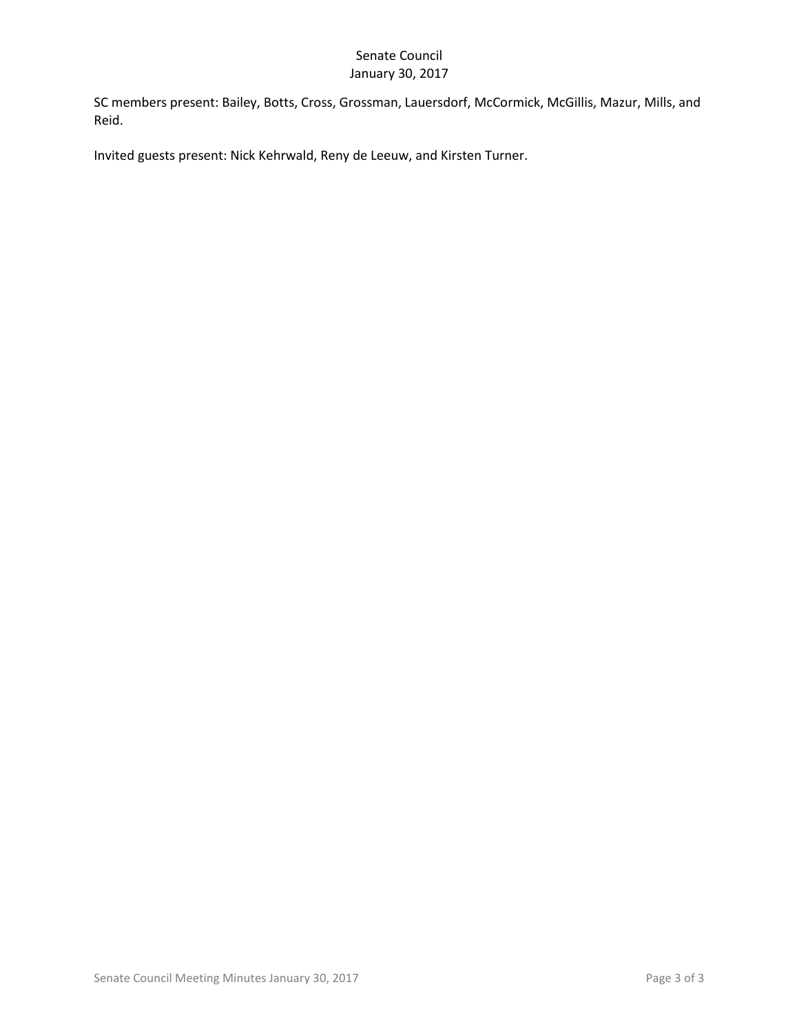Senate Council
January 30, 2017

SC members present: Bailey, Botts, Cross, Grossman, Lauersdorf, McCormick, McGillis, Mazur, Mills, and Reid.

Invited guests present: Nick Kehrwald, Reny de Leeuw, and Kirsten Turner.